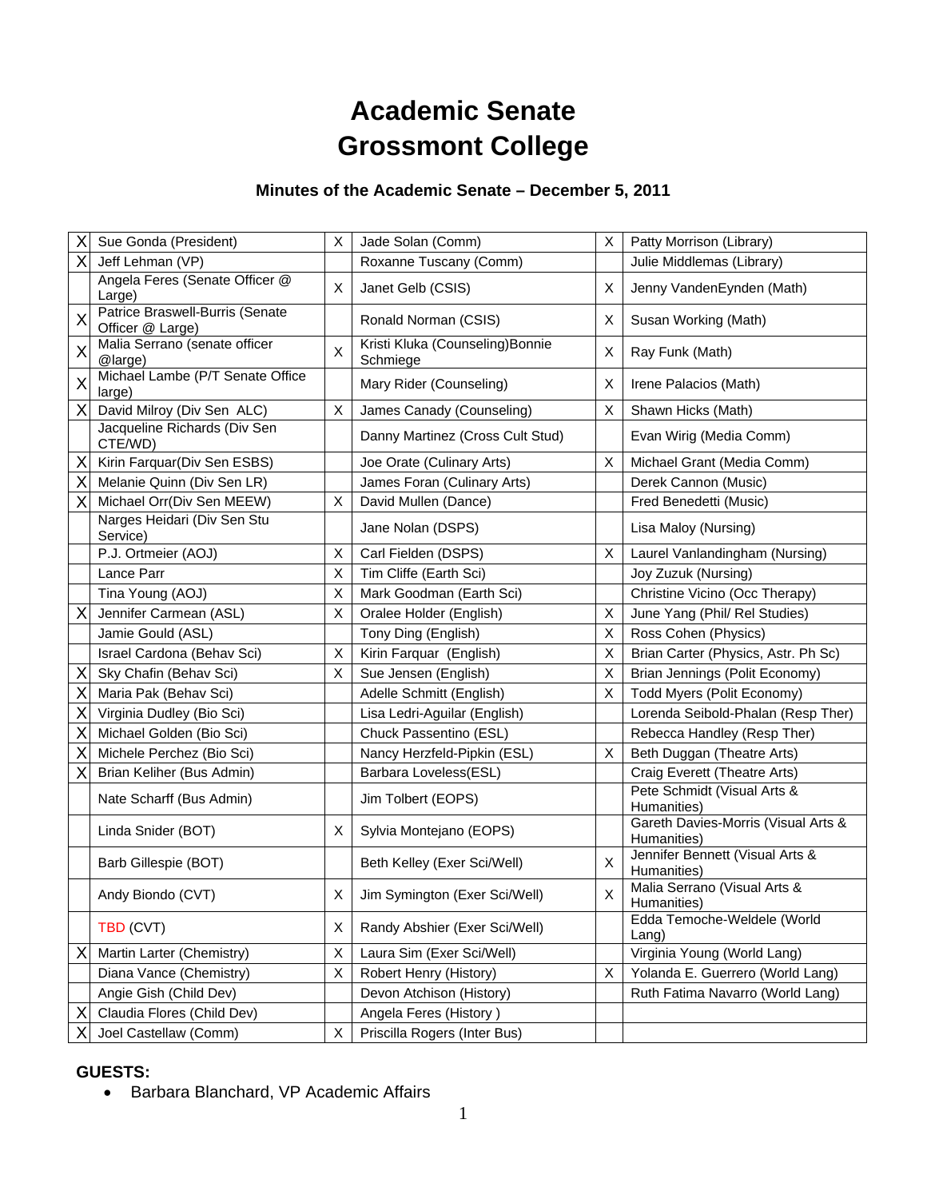# Academic Senate
# Grossmont College

### Minutes of the Academic Senate – December 5, 2011

| | | | | | |
|---|---|---|---|---|---|
| X | Sue Gonda (President) | X | Jade Solan (Comm) | X | Patty Morrison (Library) |
| X | Jeff Lehman (VP) | | Roxanne Tuscany (Comm) | | Julie Middlemas (Library) |
| | Angela Feres (Senate Officer @ Large) | X | Janet Gelb (CSIS) | X | Jenny VandenEynden (Math) |
| X | Patrice Braswell-Burris (Senate Officer @ Large) | | Ronald Norman (CSIS) | X | Susan Working (Math) |
| X | Malia Serrano (senate officer @large) | X | Kristi Kluka (Counseling)Bonnie Schmiege | X | Ray Funk (Math) |
| X | Michael Lambe (P/T Senate Office large) | | Mary Rider (Counseling) | X | Irene Palacios (Math) |
| X | David Milroy (Div Sen ALC) | X | James Canady (Counseling) | X | Shawn Hicks (Math) |
| | Jacqueline Richards (Div Sen CTE/WD) | | Danny Martinez (Cross Cult Stud) | | Evan Wirig (Media Comm) |
| X | Kirin Farquar(Div Sen ESBS) | | Joe Orate (Culinary Arts) | X | Michael Grant (Media Comm) |
| X | Melanie Quinn (Div Sen LR) | | James Foran (Culinary Arts) | | Derek Cannon (Music) |
| X | Michael Orr(Div Sen MEEW) | X | David Mullen (Dance) | | Fred Benedetti (Music) |
| | Narges Heidari (Div Sen Stu Service) | | Jane Nolan (DSPS) | | Lisa Maloy (Nursing) |
| | P.J. Ortmeier (AOJ) | X | Carl Fielden (DSPS) | X | Laurel Vanlandingham (Nursing) |
| | Lance Parr | X | Tim Cliffe (Earth Sci) | | Joy Zuzuk (Nursing) |
| | Tina Young (AOJ) | X | Mark Goodman (Earth Sci) | | Christine Vicino (Occ Therapy) |
| X | Jennifer Carmean (ASL) | X | Oralee Holder (English) | X | June Yang (Phil/ Rel Studies) |
| | Jamie Gould (ASL) | | Tony Ding (English) | X | Ross Cohen (Physics) |
| | Israel Cardona (Behav Sci) | X | Kirin Farquar (English) | X | Brian Carter (Physics, Astr. Ph Sc) |
| X | Sky Chafin (Behav Sci) | X | Sue Jensen (English) | X | Brian Jennings (Polit Economy) |
| X | Maria Pak (Behav Sci) | | Adelle Schmitt (English) | X | Todd Myers (Polit Economy) |
| X | Virginia Dudley (Bio Sci) | | Lisa Ledri-Aguilar (English) | | Lorenda Seibold-Phalan (Resp Ther) |
| X | Michael Golden (Bio Sci) | | Chuck Passentino (ESL) | | Rebecca Handley (Resp Ther) |
| X | Michele Perchez (Bio Sci) | | Nancy Herzfeld-Pipkin (ESL) | X | Beth Duggan (Theatre Arts) |
| X | Brian Keliher (Bus Admin) | | Barbara Loveless(ESL) | | Craig Everett (Theatre Arts) |
| | Nate Scharff (Bus Admin) | | Jim Tolbert (EOPS) | | Pete Schmidt (Visual Arts & Humanities) |
| | Linda Snider (BOT) | X | Sylvia Montejano (EOPS) | | Gareth Davies-Morris (Visual Arts & Humanities) |
| | Barb Gillespie (BOT) | | Beth Kelley (Exer Sci/Well) | X | Jennifer Bennett (Visual Arts & Humanities) |
| | Andy Biondo (CVT) | X | Jim Symington (Exer Sci/Well) | X | Malia Serrano (Visual Arts & Humanities) |
| | TBD (CVT) | X | Randy Abshier (Exer Sci/Well) | | Edda Temoche-Weldele (World Lang) |
| X | Martin Larter (Chemistry) | X | Laura Sim (Exer Sci/Well) | | Virginia Young (World Lang) |
| | Diana Vance (Chemistry) | X | Robert Henry (History) | X | Yolanda E. Guerrero (World Lang) |
| | Angie Gish (Child Dev) | | Devon Atchison (History) | | Ruth Fatima Navarro (World Lang) |
| X | Claudia Flores (Child Dev) | | Angela Feres (History ) | | |
| X | Joel Castellaw (Comm) | X | Priscilla Rogers (Inter Bus) | | |

**GUESTS:**

- Barbara Blanchard, VP Academic Affairs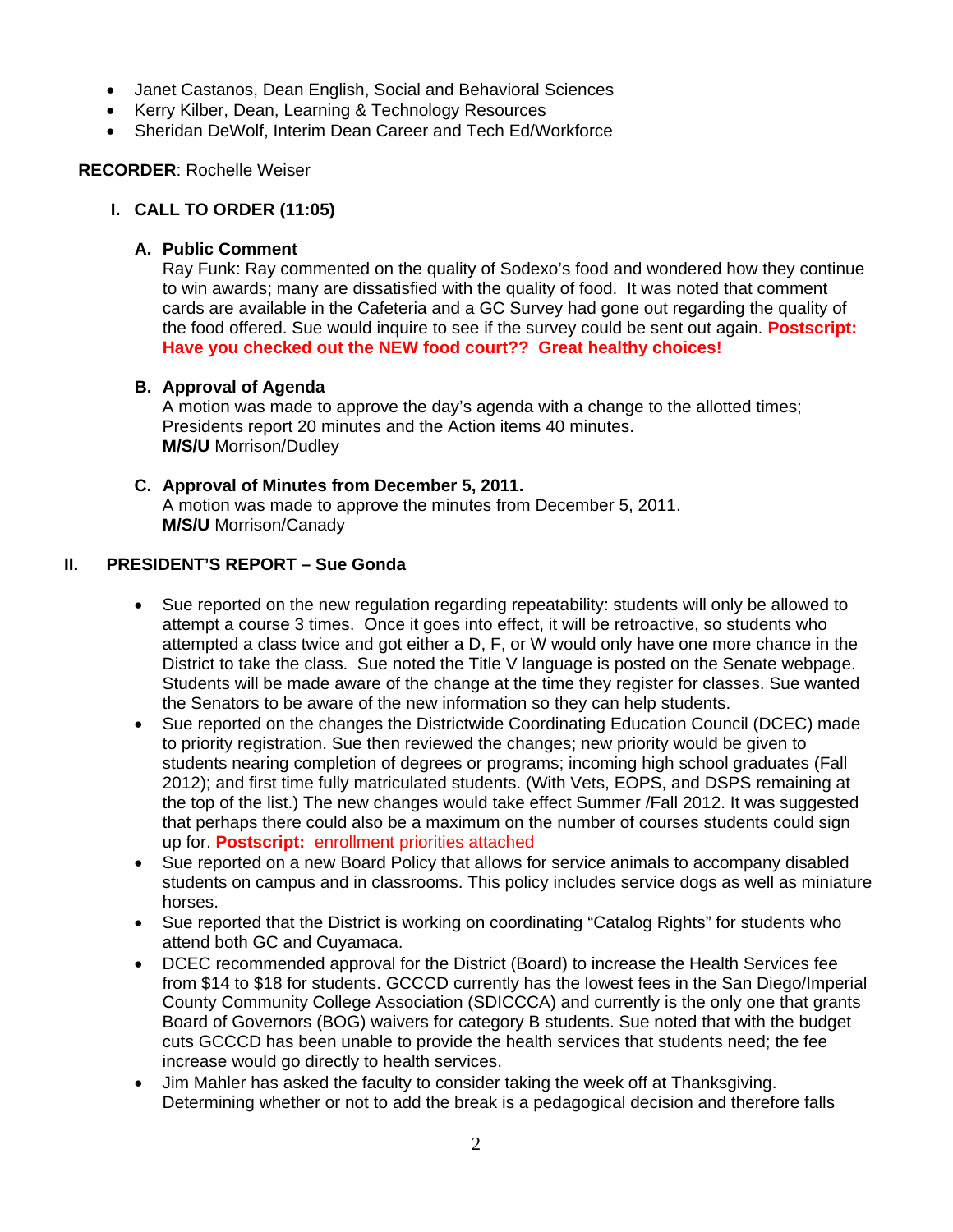- Janet Castanos, Dean English, Social and Behavioral Sciences
- Kerry Kilber, Dean, Learning & Technology Resources
- Sheridan DeWolf, Interim Dean Career and Tech Ed/Workforce

**RECORDER**: Rochelle Weiser

## I. CALL TO ORDER (11:05)

### A. Public Comment

Ray Funk: Ray commented on the quality of Sodexo's food and wondered how they continue to win awards; many are dissatisfied with the quality of food. It was noted that comment cards are available in the Cafeteria and a GC Survey had gone out regarding the quality of the food offered. Sue would inquire to see if the survey could be sent out again. **Postscript: Have you checked out the NEW food court?? Great healthy choices!**

### B. Approval of Agenda

A motion was made to approve the day's agenda with a change to the allotted times; Presidents report 20 minutes and the Action items 40 minutes.
**M/S/U** Morrison/Dudley

### C. Approval of Minutes from December 5, 2011.

A motion was made to approve the minutes from December 5, 2011.
**M/S/U** Morrison/Canady

## II. PRESIDENT'S REPORT – Sue Gonda

- Sue reported on the new regulation regarding repeatability: students will only be allowed to attempt a course 3 times. Once it goes into effect, it will be retroactive, so students who attempted a class twice and got either a D, F, or W would only have one more chance in the District to take the class. Sue noted the Title V language is posted on the Senate webpage. Students will be made aware of the change at the time they register for classes. Sue wanted the Senators to be aware of the new information so they can help students.
- Sue reported on the changes the Districtwide Coordinating Education Council (DCEC) made to priority registration. Sue then reviewed the changes; new priority would be given to students nearing completion of degrees or programs; incoming high school graduates (Fall 2012); and first time fully matriculated students. (With Vets, EOPS, and DSPS remaining at the top of the list.) The new changes would take effect Summer /Fall 2012. It was suggested that perhaps there could also be a maximum on the number of courses students could sign up for. **Postscript:** enrollment priorities attached
- Sue reported on a new Board Policy that allows for service animals to accompany disabled students on campus and in classrooms. This policy includes service dogs as well as miniature horses.
- Sue reported that the District is working on coordinating "Catalog Rights" for students who attend both GC and Cuyamaca.
- DCEC recommended approval for the District (Board) to increase the Health Services fee from $14 to $18 for students. GCCCD currently has the lowest fees in the San Diego/Imperial County Community College Association (SDICCCA) and currently is the only one that grants Board of Governors (BOG) waivers for category B students. Sue noted that with the budget cuts GCCCD has been unable to provide the health services that students need; the fee increase would go directly to health services.
- Jim Mahler has asked the faculty to consider taking the week off at Thanksgiving. Determining whether or not to add the break is a pedagogical decision and therefore falls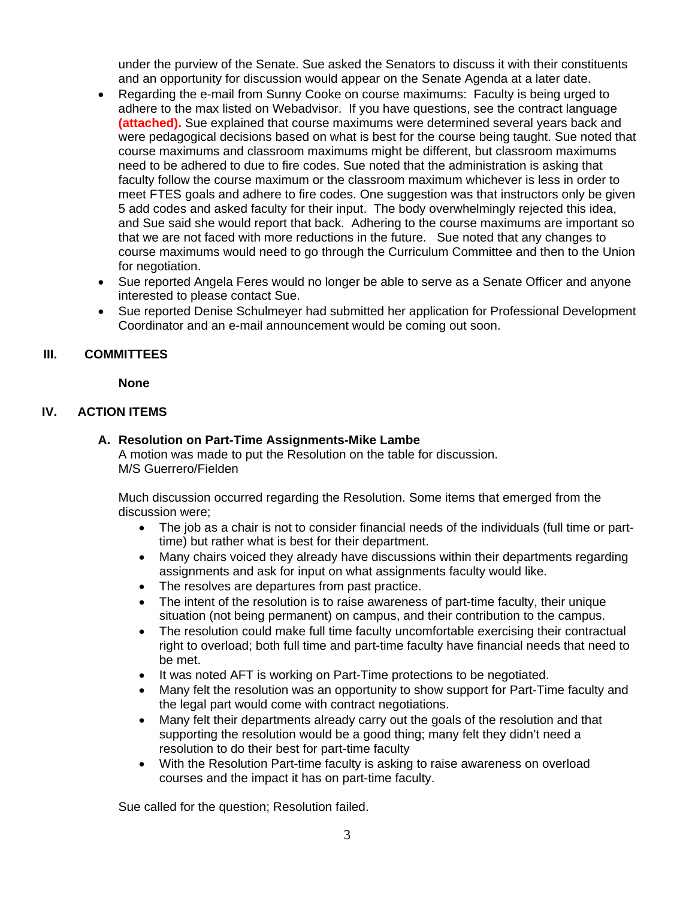under the purview of the Senate. Sue asked the Senators to discuss it with their constituents and an opportunity for discussion would appear on the Senate Agenda at a later date.

- Regarding the e-mail from Sunny Cooke on course maximums: Faculty is being urged to adhere to the max listed on Webadvisor. If you have questions, see the contract language **(attached).** Sue explained that course maximums were determined several years back and were pedagogical decisions based on what is best for the course being taught. Sue noted that course maximums and classroom maximums might be different, but classroom maximums need to be adhered to due to fire codes. Sue noted that the administration is asking that faculty follow the course maximum or the classroom maximum whichever is less in order to meet FTES goals and adhere to fire codes. One suggestion was that instructors only be given 5 add codes and asked faculty for their input. The body overwhelmingly rejected this idea, and Sue said she would report that back. Adhering to the course maximums are important so that we are not faced with more reductions in the future. Sue noted that any changes to course maximums would need to go through the Curriculum Committee and then to the Union for negotiation.
- Sue reported Angela Feres would no longer be able to serve as a Senate Officer and anyone interested to please contact Sue.
- Sue reported Denise Schulmeyer had submitted her application for Professional Development Coordinator and an e-mail announcement would be coming out soon.

## III. COMMITTEES

**None**

## IV. ACTION ITEMS

### A. Resolution on Part-Time Assignments-Mike Lambe

A motion was made to put the Resolution on the table for discussion.
M/S Guerrero/Fielden

Much discussion occurred regarding the Resolution. Some items that emerged from the discussion were;

- The job as a chair is not to consider financial needs of the individuals (full time or part-time) but rather what is best for their department.
- Many chairs voiced they already have discussions within their departments regarding assignments and ask for input on what assignments faculty would like.
- The resolves are departures from past practice.
- The intent of the resolution is to raise awareness of part-time faculty, their unique situation (not being permanent) on campus, and their contribution to the campus.
- The resolution could make full time faculty uncomfortable exercising their contractual right to overload; both full time and part-time faculty have financial needs that need to be met.
- It was noted AFT is working on Part-Time protections to be negotiated.
- Many felt the resolution was an opportunity to show support for Part-Time faculty and the legal part would come with contract negotiations.
- Many felt their departments already carry out the goals of the resolution and that supporting the resolution would be a good thing; many felt they didn't need a resolution to do their best for part-time faculty
- With the Resolution Part-time faculty is asking to raise awareness on overload courses and the impact it has on part-time faculty.

Sue called for the question; Resolution failed.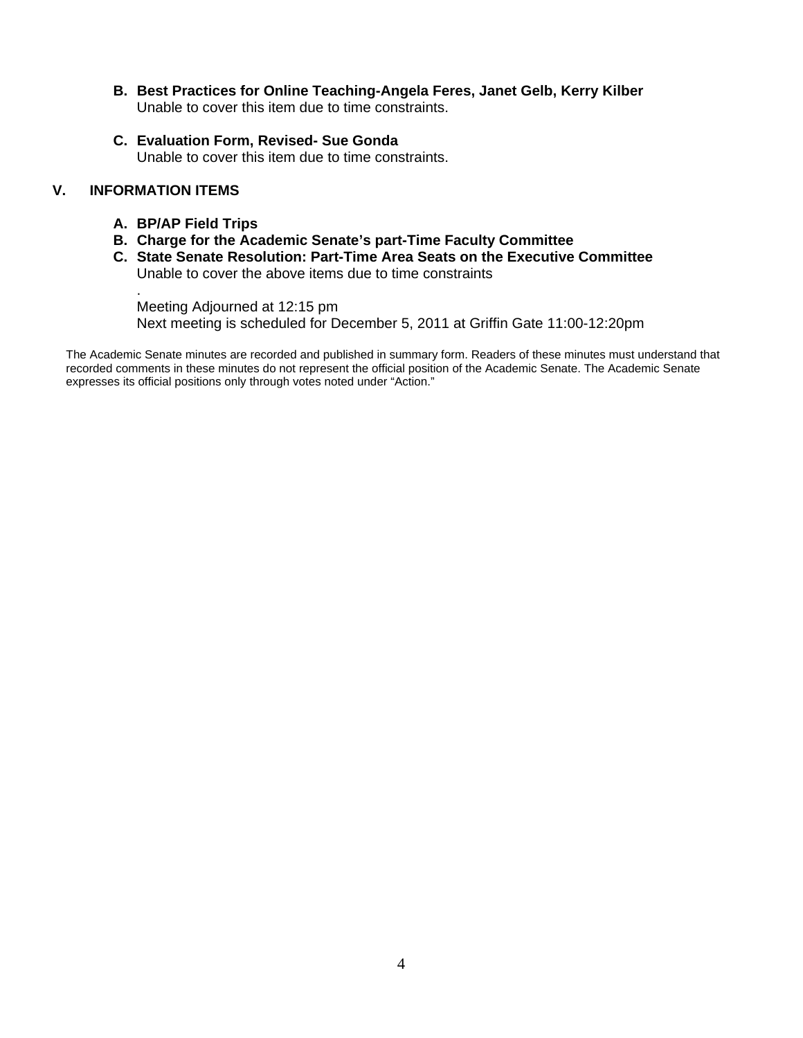**B. Best Practices for Online Teaching-Angela Feres, Janet Gelb, Kerry Kilber**
Unable to cover this item due to time constraints.

**C. Evaluation Form, Revised- Sue Gonda**
Unable to cover this item due to time constraints.

## V. INFORMATION ITEMS

**A. BP/AP Field Trips**
**B. Charge for the Academic Senate's part-Time Faculty Committee**
**C. State Senate Resolution: Part-Time Area Seats on the Executive Committee**
Unable to cover the above items due to time constraints
.
Meeting Adjourned at 12:15 pm
Next meeting is scheduled for December 5, 2011 at Griffin Gate 11:00-12:20pm

The Academic Senate minutes are recorded and published in summary form. Readers of these minutes must understand that recorded comments in these minutes do not represent the official position of the Academic Senate. The Academic Senate expresses its official positions only through votes noted under "Action."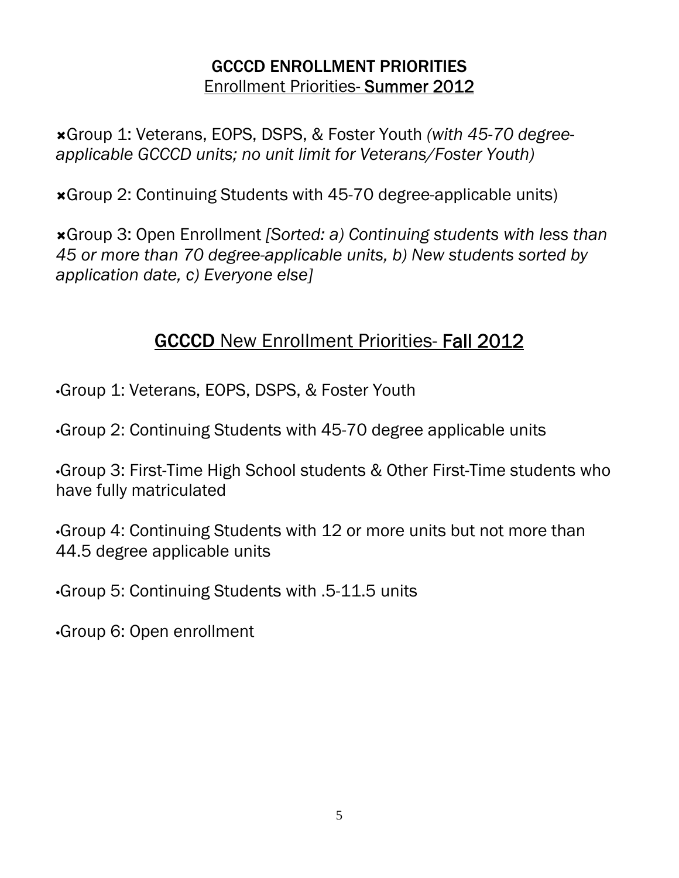# GCCCD ENROLLMENT PRIORITIES

## Enrollment Priorities- **Summer 2012**

- Group 1: Veterans, EOPS, DSPS, & Foster Youth *(with 45-70 degree-applicable GCCCD units; no unit limit for Veterans/Foster Youth)*
- Group 2: Continuing Students with 45-70 degree-applicable units)
- Group 3: Open Enrollment *[Sorted: a) Continuing students with less than 45 or more than 70 degree-applicable units, b) New students sorted by application date, c) Everyone else]*

## **GCCCD** New Enrollment Priorities- **Fall 2012**

- Group 1: Veterans, EOPS, DSPS, & Foster Youth
- Group 2: Continuing Students with 45-70 degree applicable units
- Group 3: First-Time High School students & Other First-Time students who have fully matriculated
- Group 4: Continuing Students with 12 or more units but not more than 44.5 degree applicable units
- Group 5: Continuing Students with .5-11.5 units
- Group 6: Open enrollment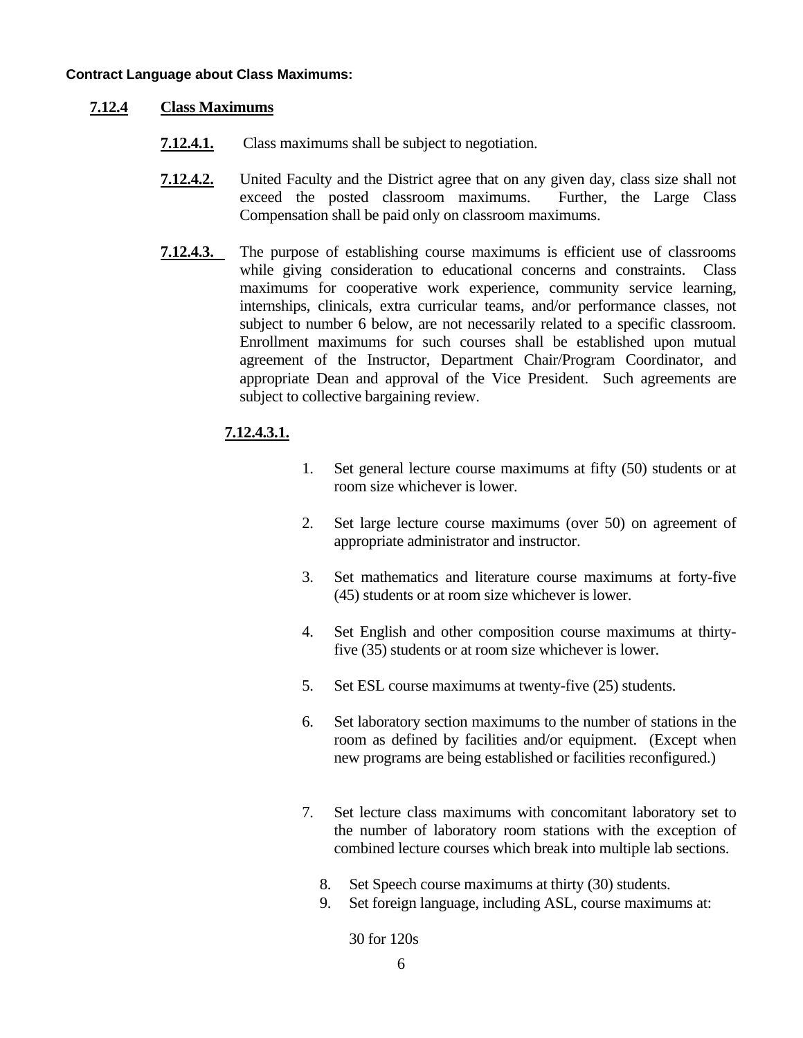**Contract Language about Class Maximums:**

### 7.12.4 Class Maximums

**7.12.4.1.** Class maximums shall be subject to negotiation.

**7.12.4.2.** United Faculty and the District agree that on any given day, class size shall not exceed the posted classroom maximums. Further, the Large Class Compensation shall be paid only on classroom maximums.

**7.12.4.3.** The purpose of establishing course maximums is efficient use of classrooms while giving consideration to educational concerns and constraints. Class maximums for cooperative work experience, community service learning, internships, clinicals, extra curricular teams, and/or performance classes, not subject to number 6 below, are not necessarily related to a specific classroom. Enrollment maximums for such courses shall be established upon mutual agreement of the Instructor, Department Chair/Program Coordinator, and appropriate Dean and approval of the Vice President. Such agreements are subject to collective bargaining review.

**7.12.4.3.1.**

1. Set general lecture course maximums at fifty (50) students or at room size whichever is lower.
2. Set large lecture course maximums (over 50) on agreement of appropriate administrator and instructor.
3. Set mathematics and literature course maximums at forty-five (45) students or at room size whichever is lower.
4. Set English and other composition course maximums at thirty-five (35) students or at room size whichever is lower.
5. Set ESL course maximums at twenty-five (25) students.
6. Set laboratory section maximums to the number of stations in the room as defined by facilities and/or equipment. (Except when new programs are being established or facilities reconfigured.)
7. Set lecture class maximums with concomitant laboratory set to the number of laboratory room stations with the exception of combined lecture courses which break into multiple lab sections.
8. Set Speech course maximums at thirty (30) students.
9. Set foreign language, including ASL, course maximums at:

   30 for 120s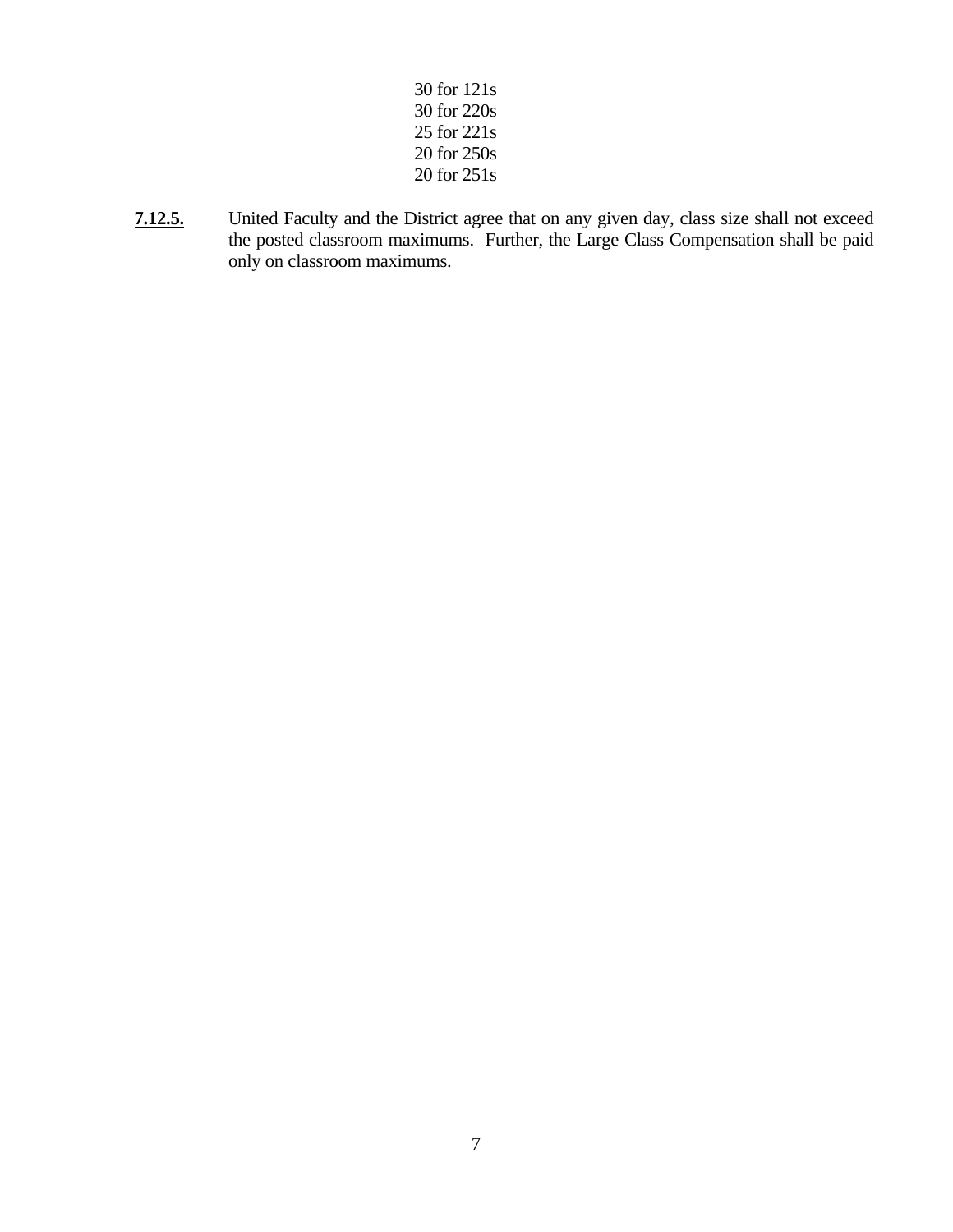30 for 121s
30 for 220s
25 for 221s
20 for 250s
20 for 251s

**7.12.5.** United Faculty and the District agree that on any given day, class size shall not exceed the posted classroom maximums. Further, the Large Class Compensation shall be paid only on classroom maximums.